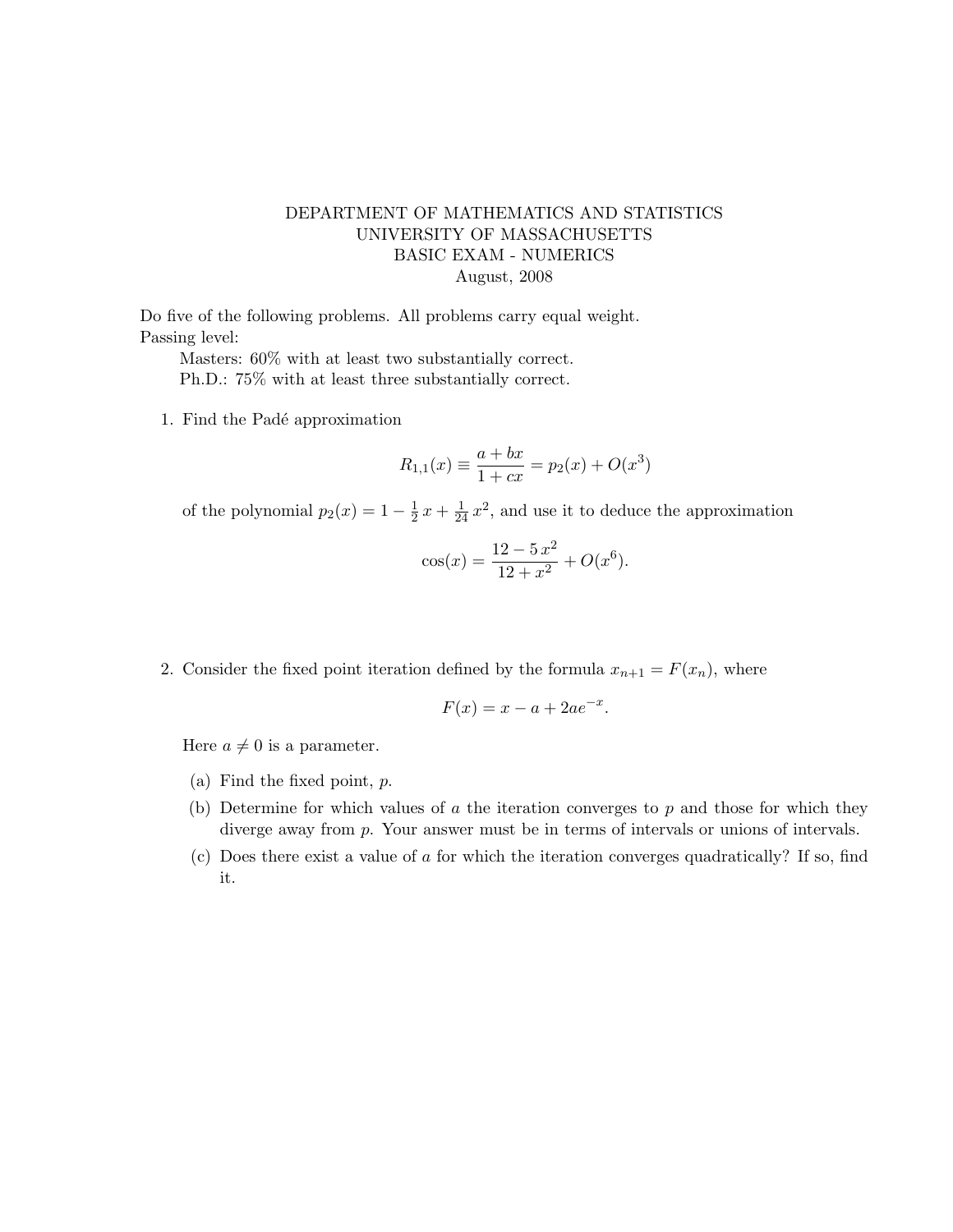DEPARTMENT OF MATHEMATICS AND STATISTICS
UNIVERSITY OF MASSACHUSETTS
BASIC EXAM - NUMERICS
August, 2008

Do five of the following problems. All problems carry equal weight.
Passing level:
Masters: 60% with at least two substantially correct.
Ph.D.: 75% with at least three substantially correct.

1. Find the Padé approximation

$$R_{1,1}(x) \equiv \frac{a + bx}{1 + cx} = p_2(x) + O(x^3)$$

of the polynomial $p_2(x) = 1 - \frac{1}{2}\,x + \frac{1}{24}\,x^2$, and use it to deduce the approximation

$$\cos(x) = \frac{12 - 5\,x^2}{12 + x^2} + O(x^6).$$

2. Consider the fixed point iteration defined by the formula $x_{n+1} = F(x_n)$, where

$$F(x) = x - a + 2ae^{-x}.$$

Here $a \neq 0$ is a parameter.

(a) Find the fixed point, $p$.

(b) Determine for which values of $a$ the iteration converges to $p$ and those for which they diverge away from $p$. Your answer must be in terms of intervals or unions of intervals.

(c) Does there exist a value of $a$ for which the iteration converges quadratically? If so, find it.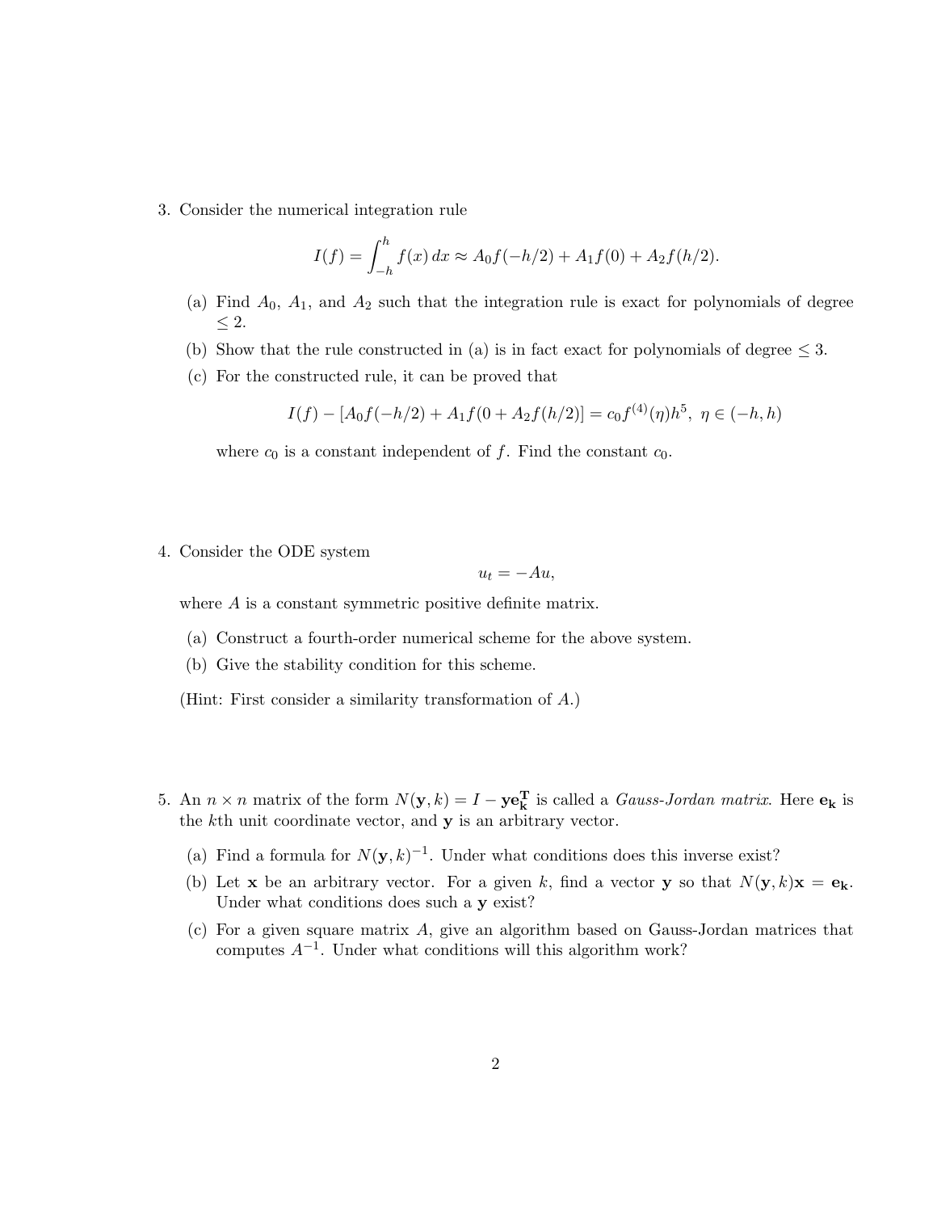3. Consider the numerical integration rule

$$I(f) = \int_{-h}^{h} f(x)\, dx \approx A_0 f(-h/2) + A_1 f(0) + A_2 f(h/2).$$

   (a) Find $A_0$, $A_1$, and $A_2$ such that the integration rule is exact for polynomials of degree $\leq 2$.

   (b) Show that the rule constructed in (a) is in fact exact for polynomials of degree $\leq 3$.

   (c) For the constructed rule, it can be proved that

$$I(f) - [A_0 f(-h/2) + A_1 f(0 + A_2 f(h/2)] = c_0 f^{(4)}(\eta) h^5, \ \eta \in (-h, h)$$

   where $c_0$ is a constant independent of $f$. Find the constant $c_0$.

4. Consider the ODE system

$$u_t = -Au,$$

   where $A$ is a constant symmetric positive definite matrix.

   (a) Construct a fourth-order numerical scheme for the above system.

   (b) Give the stability condition for this scheme.

   (Hint: First consider a similarity transformation of $A$.)

5. An $n \times n$ matrix of the form $N(\mathbf{y}, k) = I - \mathbf{y}\mathbf{e}_\mathbf{k}^\mathbf{T}$ is called a *Gauss-Jordan matrix*. Here $\mathbf{e}_\mathbf{k}$ is the $k$th unit coordinate vector, and $\mathbf{y}$ is an arbitrary vector.

   (a) Find a formula for $N(\mathbf{y}, k)^{-1}$. Under what conditions does this inverse exist?

   (b) Let $\mathbf{x}$ be an arbitrary vector. For a given $k$, find a vector $\mathbf{y}$ so that $N(\mathbf{y}, k)\mathbf{x} = \mathbf{e}_\mathbf{k}$. Under what conditions does such a $\mathbf{y}$ exist?

   (c) For a given square matrix $A$, give an algorithm based on Gauss-Jordan matrices that computes $A^{-1}$. Under what conditions will this algorithm work?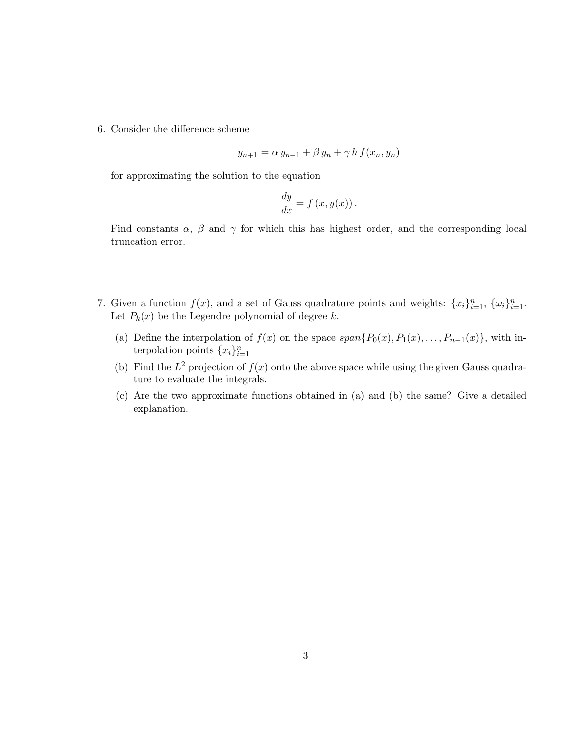6. Consider the difference scheme

$$y_{n+1} = \alpha\, y_{n-1} + \beta\, y_n + \gamma\, h\, f(x_n, y_n)$$

for approximating the solution to the equation

$$\frac{dy}{dx} = f\left(x, y(x)\right).$$

Find constants $\alpha$, $\beta$ and $\gamma$ for which this has highest order, and the corresponding local truncation error.

7. Given a function $f(x)$, and a set of Gauss quadrature points and weights: $\{x_i\}_{i=1}^{n}$, $\{\omega_i\}_{i=1}^{n}$. Let $P_k(x)$ be the Legendre polynomial of degree $k$.

   (a) Define the interpolation of $f(x)$ on the space $span\{P_0(x), P_1(x), \ldots, P_{n-1}(x)\}$, with interpolation points $\{x_i\}_{i=1}^{n}$

   (b) Find the $L^2$ projection of $f(x)$ onto the above space while using the given Gauss quadrature to evaluate the integrals.

   (c) Are the two approximate functions obtained in (a) and (b) the same? Give a detailed explanation.